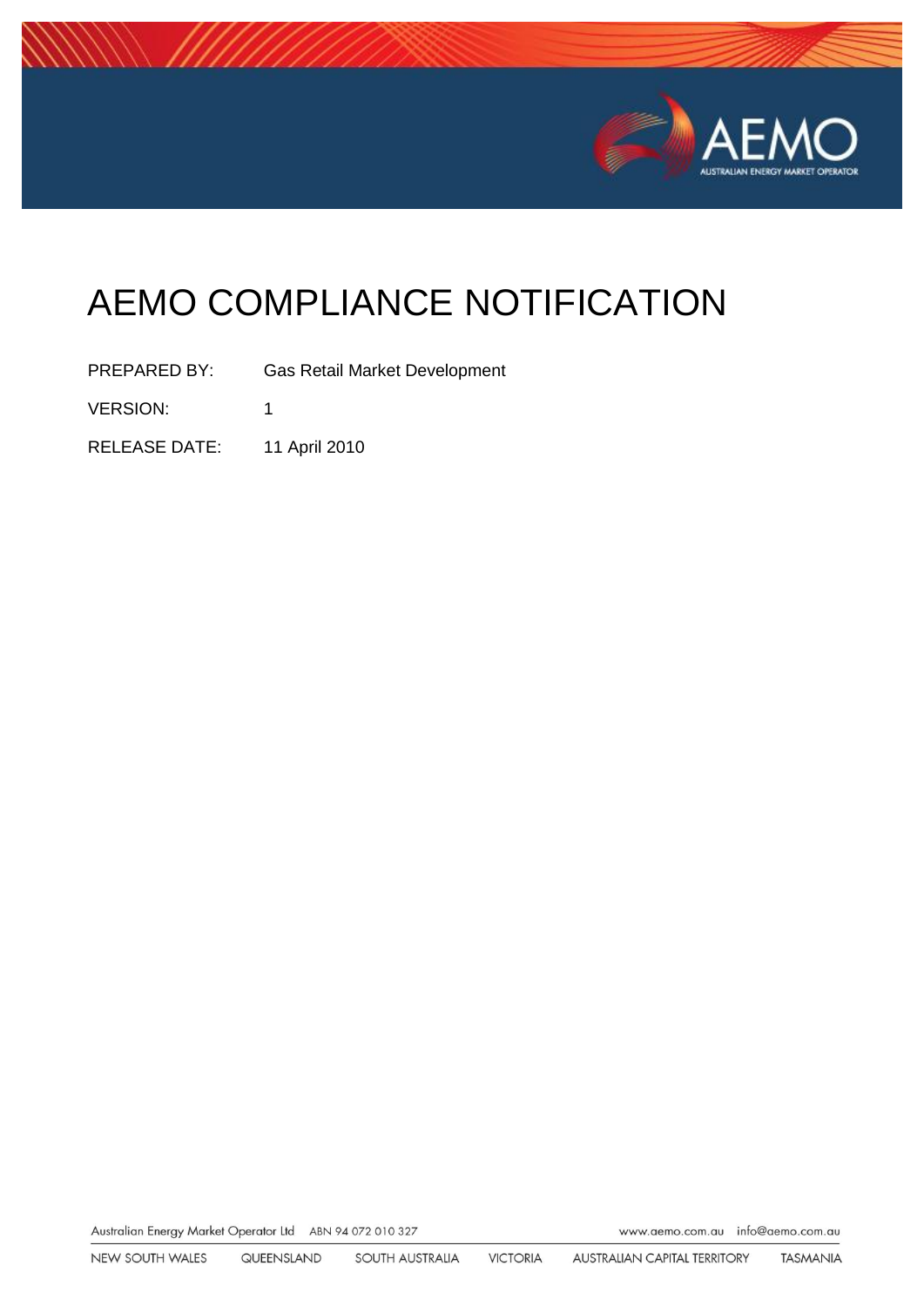# AEMO COMPLIANCE NOTIFICATION

| | |
|---|---|
| PREPARED BY: | Gas Retail Market Development |
| VERSION: | 1 |
| RELEASE DATE: | 11 April 2010 |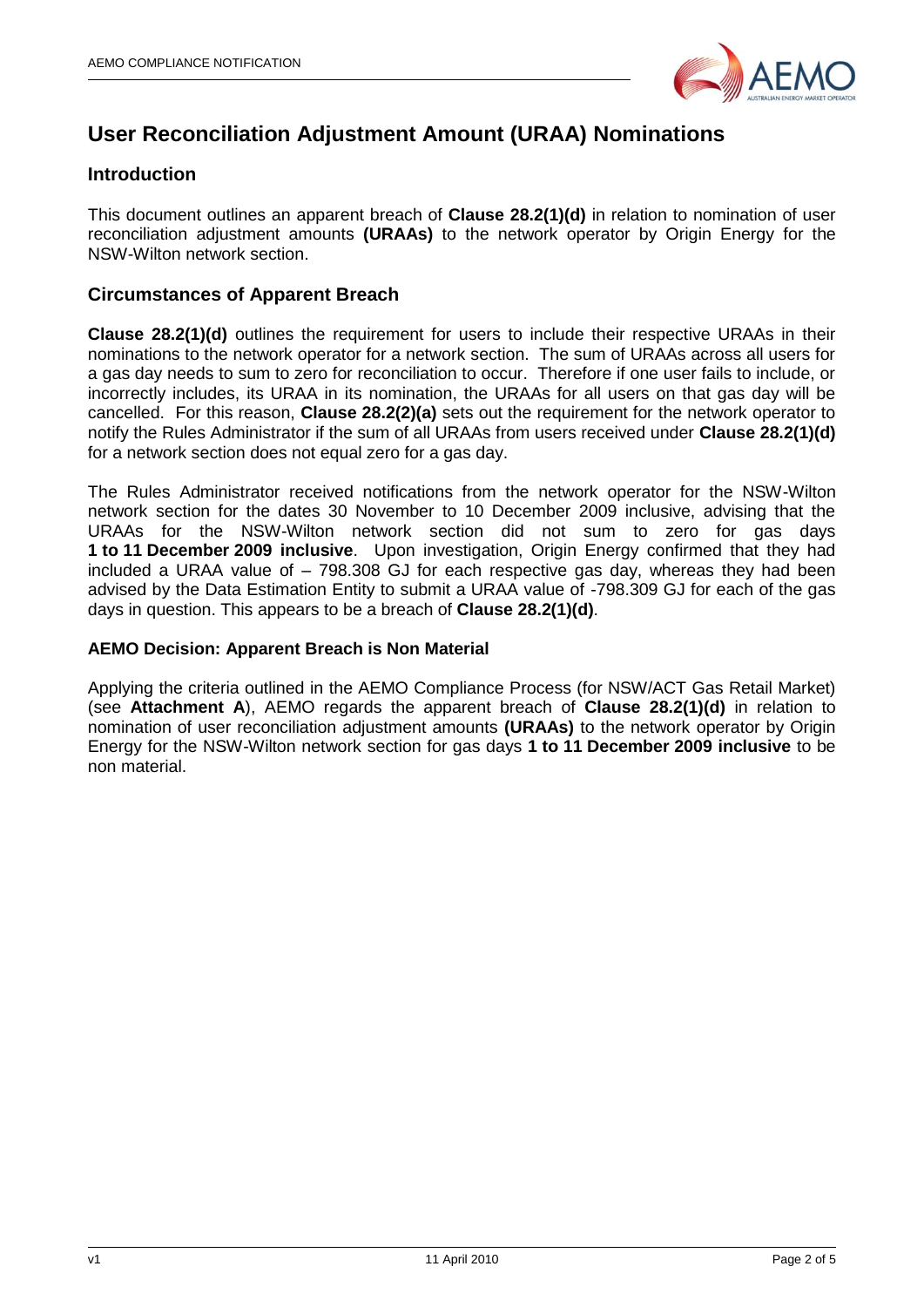# User Reconciliation Adjustment Amount (URAA) Nominations

## Introduction

This document outlines an apparent breach of **Clause 28.2(1)(d)** in relation to nomination of user reconciliation adjustment amounts **(URAAs)** to the network operator by Origin Energy for the NSW-Wilton network section.

## Circumstances of Apparent Breach

**Clause 28.2(1)(d)** outlines the requirement for users to include their respective URAAs in their nominations to the network operator for a network section. The sum of URAAs across all users for a gas day needs to sum to zero for reconciliation to occur. Therefore if one user fails to include, or incorrectly includes, its URAA in its nomination, the URAAs for all users on that gas day will be cancelled. For this reason, **Clause 28.2(2)(a)** sets out the requirement for the network operator to notify the Rules Administrator if the sum of all URAAs from users received under **Clause 28.2(1)(d)** for a network section does not equal zero for a gas day.

The Rules Administrator received notifications from the network operator for the NSW-Wilton network section for the dates 30 November to 10 December 2009 inclusive, advising that the URAAs for the NSW-Wilton network section did not sum to zero for gas days **1 to 11 December 2009 inclusive**. Upon investigation, Origin Energy confirmed that they had included a URAA value of – 798.308 GJ for each respective gas day, whereas they had been advised by the Data Estimation Entity to submit a URAA value of -798.309 GJ for each of the gas days in question. This appears to be a breach of **Clause 28.2(1)(d)**.

### AEMO Decision: Apparent Breach is Non Material

Applying the criteria outlined in the AEMO Compliance Process (for NSW/ACT Gas Retail Market) (see **Attachment A**), AEMO regards the apparent breach of **Clause 28.2(1)(d)** in relation to nomination of user reconciliation adjustment amounts **(URAAs)** to the network operator by Origin Energy for the NSW-Wilton network section for gas days **1 to 11 December 2009 inclusive** to be non material.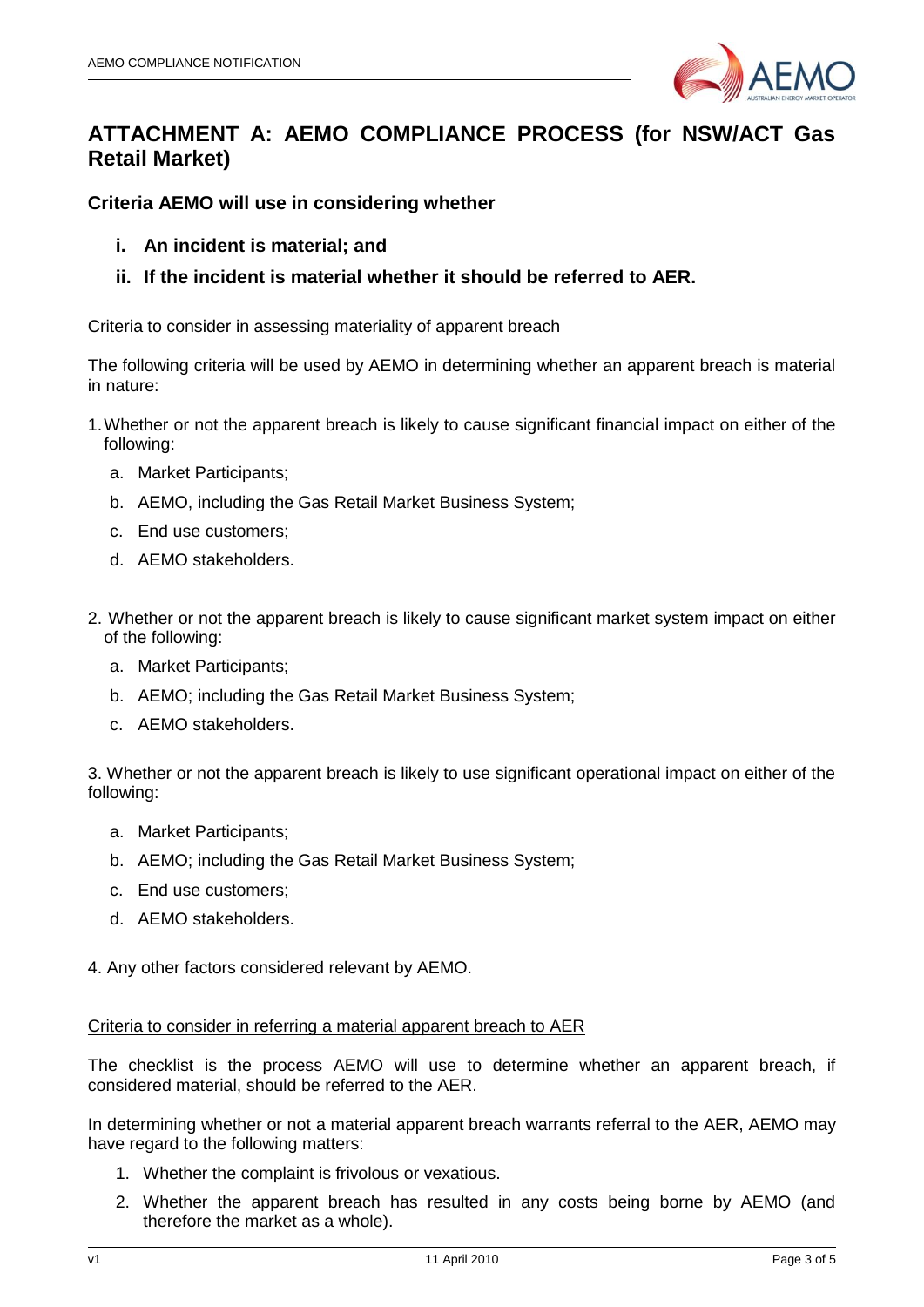# ATTACHMENT A: AEMO COMPLIANCE PROCESS (for NSW/ACT Gas Retail Market)

### Criteria AEMO will use in considering whether

- **i. An incident is material; and**
- **ii. If the incident is material whether it should be referred to AER.**

Criteria to consider in assessing materiality of apparent breach

The following criteria will be used by AEMO in determining whether an apparent breach is material in nature:

1. Whether or not the apparent breach is likely to cause significant financial impact on either of the following:
   a. Market Participants;
   b. AEMO, including the Gas Retail Market Business System;
   c. End use customers;
   d. AEMO stakeholders.

2. Whether or not the apparent breach is likely to cause significant market system impact on either of the following:
   a. Market Participants;
   b. AEMO; including the Gas Retail Market Business System;
   c. AEMO stakeholders.

3. Whether or not the apparent breach is likely to use significant operational impact on either of the following:
   a. Market Participants;
   b. AEMO; including the Gas Retail Market Business System;
   c. End use customers;
   d. AEMO stakeholders.

4. Any other factors considered relevant by AEMO.

Criteria to consider in referring a material apparent breach to AER

The checklist is the process AEMO will use to determine whether an apparent breach, if considered material, should be referred to the AER.

In determining whether or not a material apparent breach warrants referral to the AER, AEMO may have regard to the following matters:

1. Whether the complaint is frivolous or vexatious.
2. Whether the apparent breach has resulted in any costs being borne by AEMO (and therefore the market as a whole).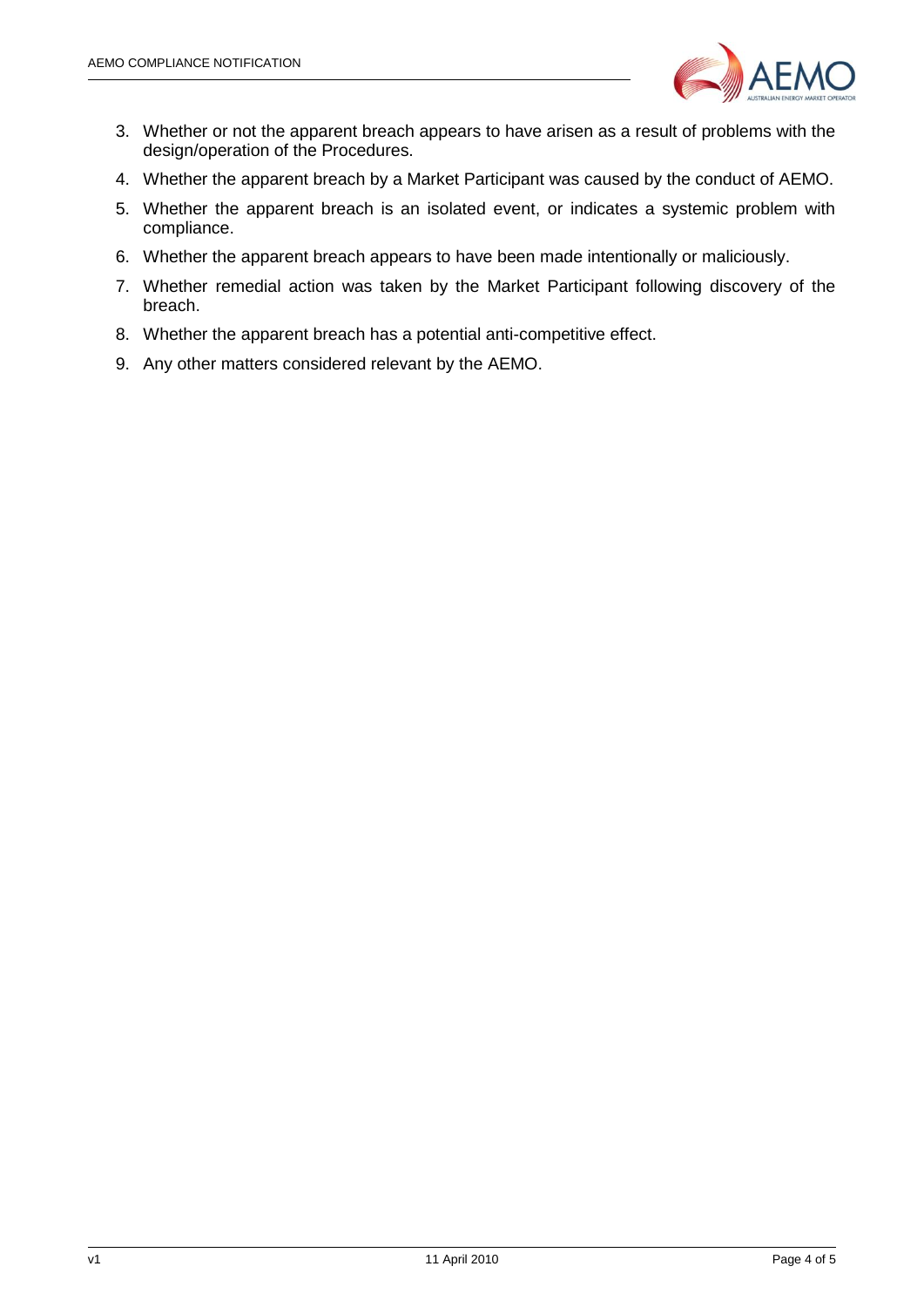3. Whether or not the apparent breach appears to have arisen as a result of problems with the design/operation of the Procedures.
4. Whether the apparent breach by a Market Participant was caused by the conduct of AEMO.
5. Whether the apparent breach is an isolated event, or indicates a systemic problem with compliance.
6. Whether the apparent breach appears to have been made intentionally or maliciously.
7. Whether remedial action was taken by the Market Participant following discovery of the breach.
8. Whether the apparent breach has a potential anti-competitive effect.
9. Any other matters considered relevant by the AEMO.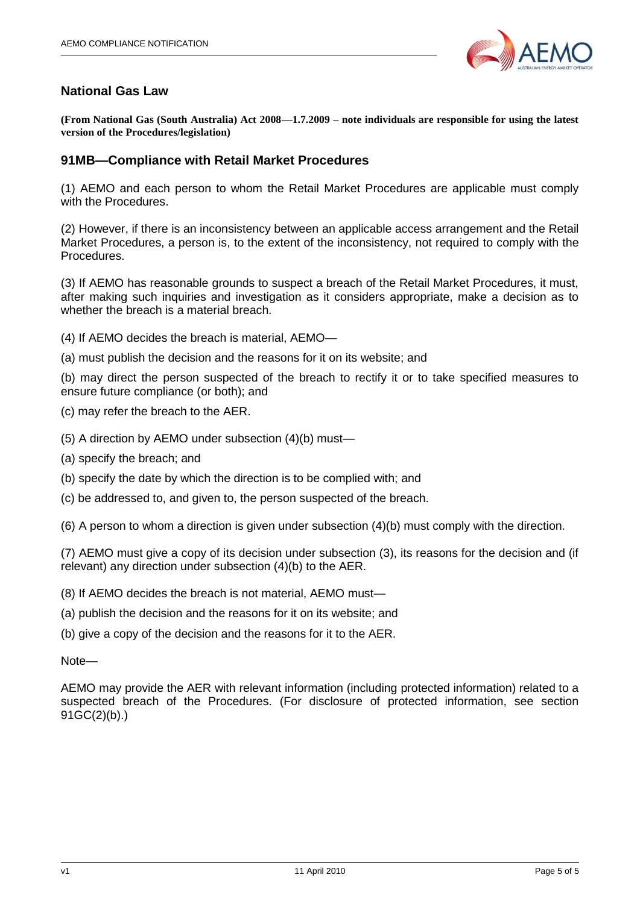## National Gas Law

**(From National Gas (South Australia) Act 2008—1.7.2009 – note individuals are responsible for using the latest version of the Procedures/legislation)**

## 91MB—Compliance with Retail Market Procedures

(1) AEMO and each person to whom the Retail Market Procedures are applicable must comply with the Procedures.

(2) However, if there is an inconsistency between an applicable access arrangement and the Retail Market Procedures, a person is, to the extent of the inconsistency, not required to comply with the Procedures.

(3) If AEMO has reasonable grounds to suspect a breach of the Retail Market Procedures, it must, after making such inquiries and investigation as it considers appropriate, make a decision as to whether the breach is a material breach.

(4) If AEMO decides the breach is material, AEMO—

(a) must publish the decision and the reasons for it on its website; and

(b) may direct the person suspected of the breach to rectify it or to take specified measures to ensure future compliance (or both); and

(c) may refer the breach to the AER.

(5) A direction by AEMO under subsection (4)(b) must—

(a) specify the breach; and

(b) specify the date by which the direction is to be complied with; and

(c) be addressed to, and given to, the person suspected of the breach.

(6) A person to whom a direction is given under subsection (4)(b) must comply with the direction.

(7) AEMO must give a copy of its decision under subsection (3), its reasons for the decision and (if relevant) any direction under subsection (4)(b) to the AER.

(8) If AEMO decides the breach is not material, AEMO must—

(a) publish the decision and the reasons for it on its website; and

(b) give a copy of the decision and the reasons for it to the AER.

Note—

AEMO may provide the AER with relevant information (including protected information) related to a suspected breach of the Procedures. (For disclosure of protected information, see section 91GC(2)(b).)